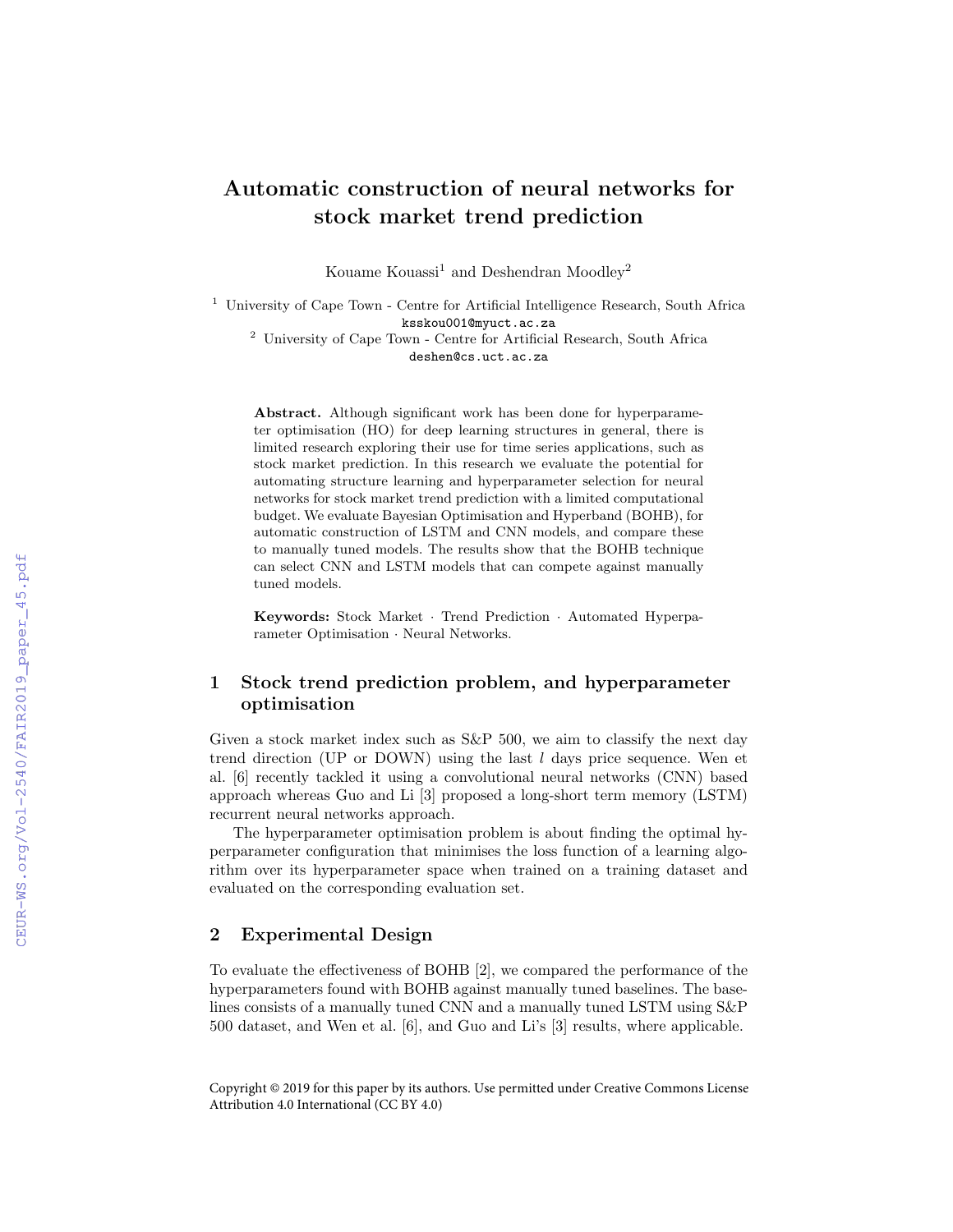# Automatic construction of neural networks for stock market trend prediction

Kouame Kouassi[1] and Deshendran Moodley[2]

[1] University of Cape Town - Centre for Artificial Intelligence Research, South Africa
ksskou001@myuct.ac.za

[2] University of Cape Town - Centre for Artificial Research, South Africa
deshen@cs.uct.ac.za

**Abstract.** Although significant work has been done for hyperparameter optimisation (HO) for deep learning structures in general, there is limited research exploring their use for time series applications, such as stock market prediction. In this research we evaluate the potential for automating structure learning and hyperparameter selection for neural networks for stock market trend prediction with a limited computational budget. We evaluate Bayesian Optimisation and Hyperband (BOHB), for automatic construction of LSTM and CNN models, and compare these to manually tuned models. The results show that the BOHB technique can select CNN and LSTM models that can compete against manually tuned models.

**Keywords:** Stock Market · Trend Prediction · Automated Hyperparameter Optimisation · Neural Networks.

## 1 Stock trend prediction problem, and hyperparameter optimisation

Given a stock market index such as S&P 500, we aim to classify the next day trend direction (UP or DOWN) using the last $l$ days price sequence. Wen et al. [6] recently tackled it using a convolutional neural networks (CNN) based approach whereas Guo and Li [3] proposed a long-short term memory (LSTM) recurrent neural networks approach.

The hyperparameter optimisation problem is about finding the optimal hyperparameter configuration that minimises the loss function of a learning algorithm over its hyperparameter space when trained on a training dataset and evaluated on the corresponding evaluation set.

## 2 Experimental Design

To evaluate the effectiveness of BOHB [2], we compared the performance of the hyperparameters found with BOHB against manually tuned baselines. The baselines consists of a manually tuned CNN and a manually tuned LSTM using S&P 500 dataset, and Wen et al. [6], and Guo and Li's [3] results, where applicable.

Copyright © 2019 for this paper by its authors. Use permitted under Creative Commons License Attribution 4.0 International (CC BY 4.0)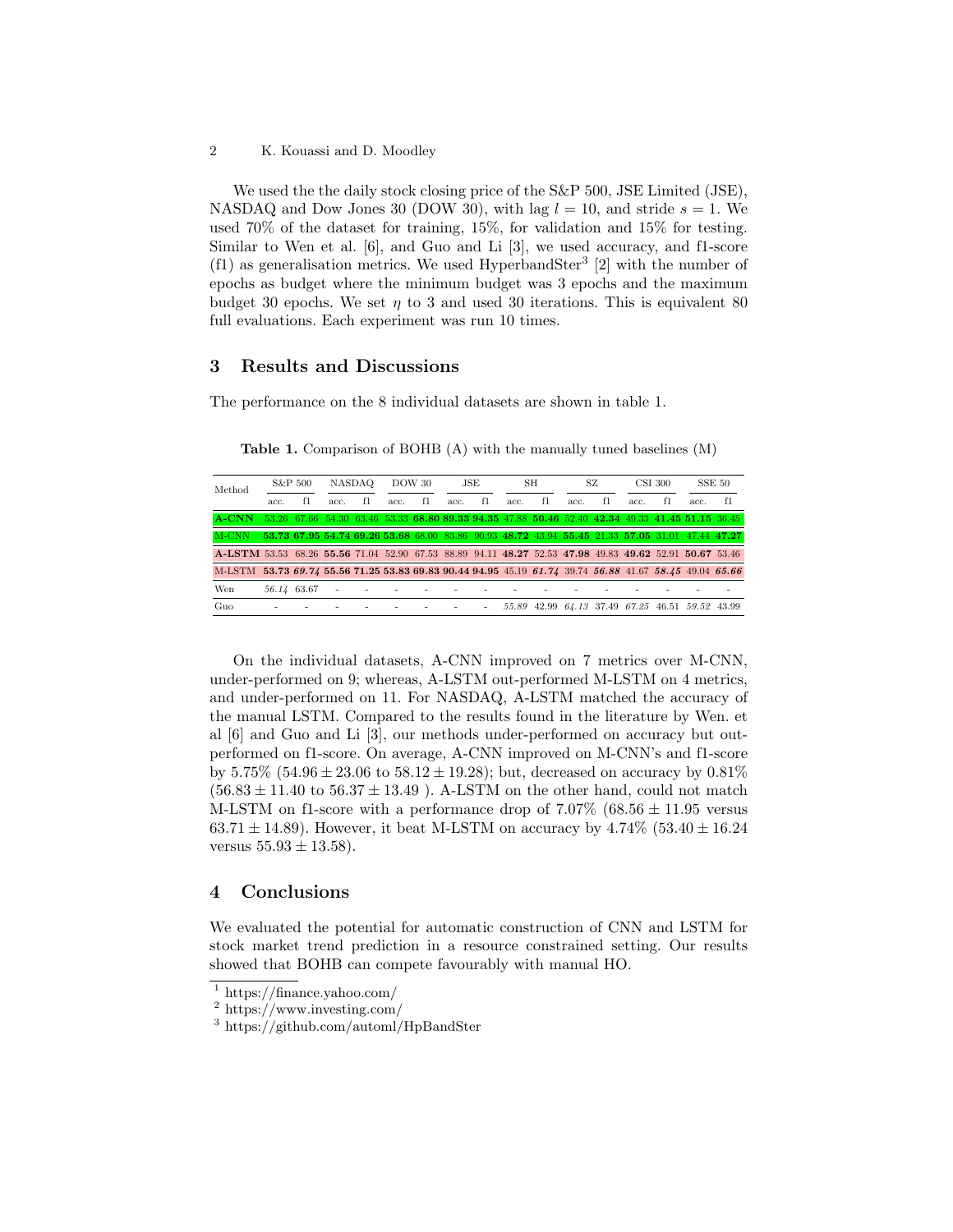We used the the daily stock closing price of the S&P 500, JSE Limited (JSE), NASDAQ and Dow Jones 30 (DOW 30), with lag $l = 10$, and stride $s = 1$. We used 70% of the dataset for training, 15%, for validation and 15% for testing. Similar to Wen et al. [6], and Guo and Li [3], we used accuracy, and f1-score (f1) as generalisation metrics. We used HyperbandSter[3] [2] with the number of epochs as budget where the minimum budget was 3 epochs and the maximum budget 30 epochs. We set $\eta$ to 3 and used 30 iterations. This is equivalent 80 full evaluations. Each experiment was run 10 times.

## 3 Results and Discussions

The performance on the 8 individual datasets are shown in table 1.

**Table 1.** Comparison of BOHB (A) with the manually tuned baselines (M)

| Method | S&P 500 | | NASDAQ | | DOW 30 | | JSE | | SH | | SZ | | CSI 300 | | SSE 50 | |
|---|---|---|---|---|---|---|---|---|---|---|---|---|---|---|---|---|
| | acc. | f1 | acc. | f1 | acc. | f1 | acc. | f1 | acc. | f1 | acc. | f1 | acc. | f1 | acc. | f1 |
| **A-CNN** | 53.26 | 67.66 | 54.30 | 63.46 | 53.33 | **68.80** | **89.33** | **94.35** | 47.88 | **50.46** | 52.40 | **42.34** | 49.33 | **41.45** | **51.15** | 36.45 |
| M-CNN | **53.73** | **67.95** | **54.74** | **69.26** | **53.68** | 68.00 | 83.86 | 90.93 | **48.72** | 43.94 | **55.45** | 21.33 | **57.05** | 31.01 | 47.44 | **47.27** |
| **A-LSTM** | 53.53 | 68.26 | **55.56** | 71.04 | 52.90 | 67.53 | 88.89 | 94.11 | **48.27** | 52.53 | **47.98** | 49.83 | **49.62** | 52.91 | **50.67** | 53.46 |
| M-LSTM | **53.73** | ***69.74*** | **55.56** | **71.25** | **53.83** | **69.83** | **90.44** | **94.95** | 45.19 | ***61.74*** | 39.74 | ***56.88*** | 41.67 | ***58.45*** | 49.04 | ***65.66*** |
| Wen | *56.14* | 63.67 | - | - | - | - | - | - | - | - | - | - | - | - | - | - |
| Guo | - | - | - | - | - | - | - | - | *55.89* | 42.99 | *64.13* | 37.49 | *67.25* | 46.51 | *59.52* | 43.99 |

On the individual datasets, A-CNN improved on 7 metrics over M-CNN, under-performed on 9; whereas, A-LSTM out-performed M-LSTM on 4 metrics, and under-performed on 11. For NASDAQ, A-LSTM matched the accuracy of the manual LSTM. Compared to the results found in the literature by Wen. et al [6] and Guo and Li [3], our methods under-performed on accuracy but out-performed on f1-score. On average, A-CNN improved on M-CNN's and f1-score by 5.75% ($54.96 \pm 23.06$ to $58.12 \pm 19.28$); but, decreased on accuracy by 0.81% ($56.83 \pm 11.40$ to $56.37 \pm 13.49$ ). A-LSTM on the other hand, could not match M-LSTM on f1-score with a performance drop of 7.07% ($68.56 \pm 11.95$ versus $63.71 \pm 14.89$). However, it beat M-LSTM on accuracy by 4.74% ($53.40 \pm 16.24$ versus $55.93 \pm 13.58$).

## 4 Conclusions

We evaluated the potential for automatic construction of CNN and LSTM for stock market trend prediction in a resource constrained setting. Our results showed that BOHB can compete favourably with manual HO.

[1] https://finance.yahoo.com/
[2] https://www.investing.com/
[3] https://github.com/automl/HpBandSter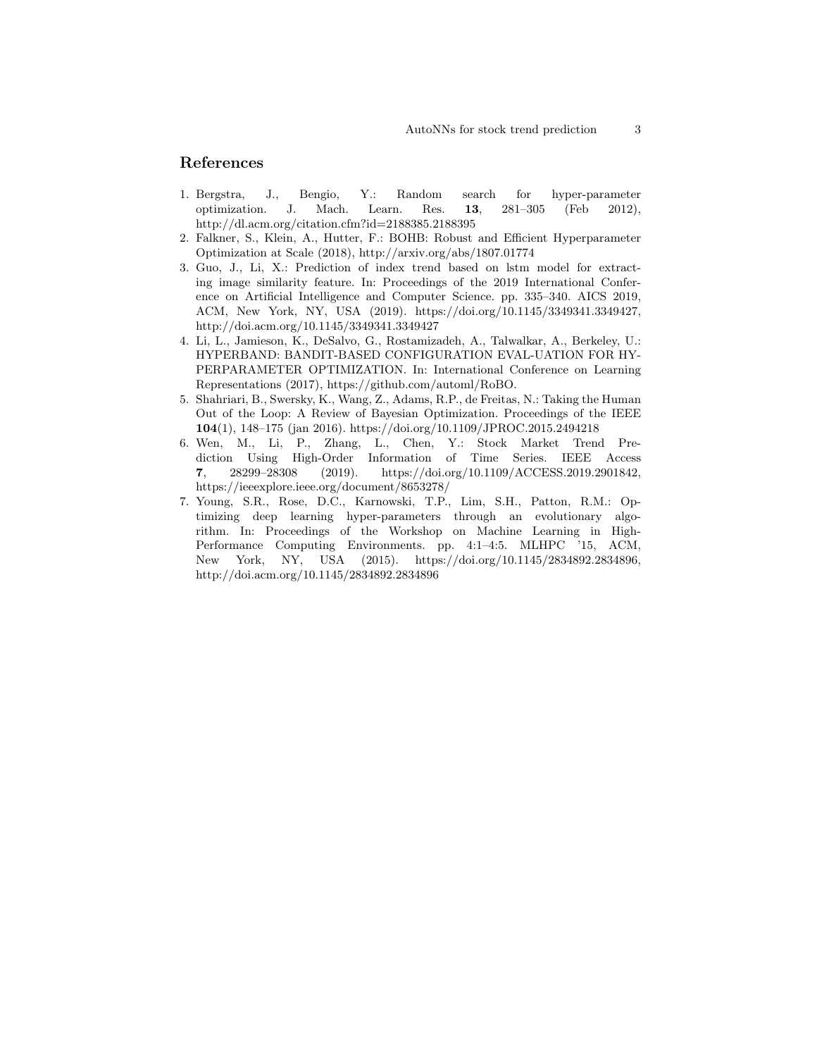## References

1. Bergstra, J., Bengio, Y.: Random search for hyper-parameter optimization. J. Mach. Learn. Res. **13**, 281–305 (Feb 2012), http://dl.acm.org/citation.cfm?id=2188385.2188395
2. Falkner, S., Klein, A., Hutter, F.: BOHB: Robust and Efficient Hyperparameter Optimization at Scale (2018), http://arxiv.org/abs/1807.01774
3. Guo, J., Li, X.: Prediction of index trend based on lstm model for extracting image similarity feature. In: Proceedings of the 2019 International Conference on Artificial Intelligence and Computer Science. pp. 335–340. AICS 2019, ACM, New York, NY, USA (2019). https://doi.org/10.1145/3349341.3349427, http://doi.acm.org/10.1145/3349341.3349427
4. Li, L., Jamieson, K., DeSalvo, G., Rostamizadeh, A., Talwalkar, A., Berkeley, U.: HYPERBAND: BANDIT-BASED CONFIGURATION EVAL-UATION FOR HYPERPARAMETER OPTIMIZATION. In: International Conference on Learning Representations (2017), https://github.com/automl/RoBO.
5. Shahriari, B., Swersky, K., Wang, Z., Adams, R.P., de Freitas, N.: Taking the Human Out of the Loop: A Review of Bayesian Optimization. Proceedings of the IEEE **104**(1), 148–175 (jan 2016). https://doi.org/10.1109/JPROC.2015.2494218
6. Wen, M., Li, P., Zhang, L., Chen, Y.: Stock Market Trend Prediction Using High-Order Information of Time Series. IEEE Access **7**, 28299–28308 (2019). https://doi.org/10.1109/ACCESS.2019.2901842, https://ieeexplore.ieee.org/document/8653278/
7. Young, S.R., Rose, D.C., Karnowski, T.P., Lim, S.H., Patton, R.M.: Optimizing deep learning hyper-parameters through an evolutionary algorithm. In: Proceedings of the Workshop on Machine Learning in High-Performance Computing Environments. pp. 4:1–4:5. MLHPC '15, ACM, New York, NY, USA (2015). https://doi.org/10.1145/2834892.2834896, http://doi.acm.org/10.1145/2834892.2834896